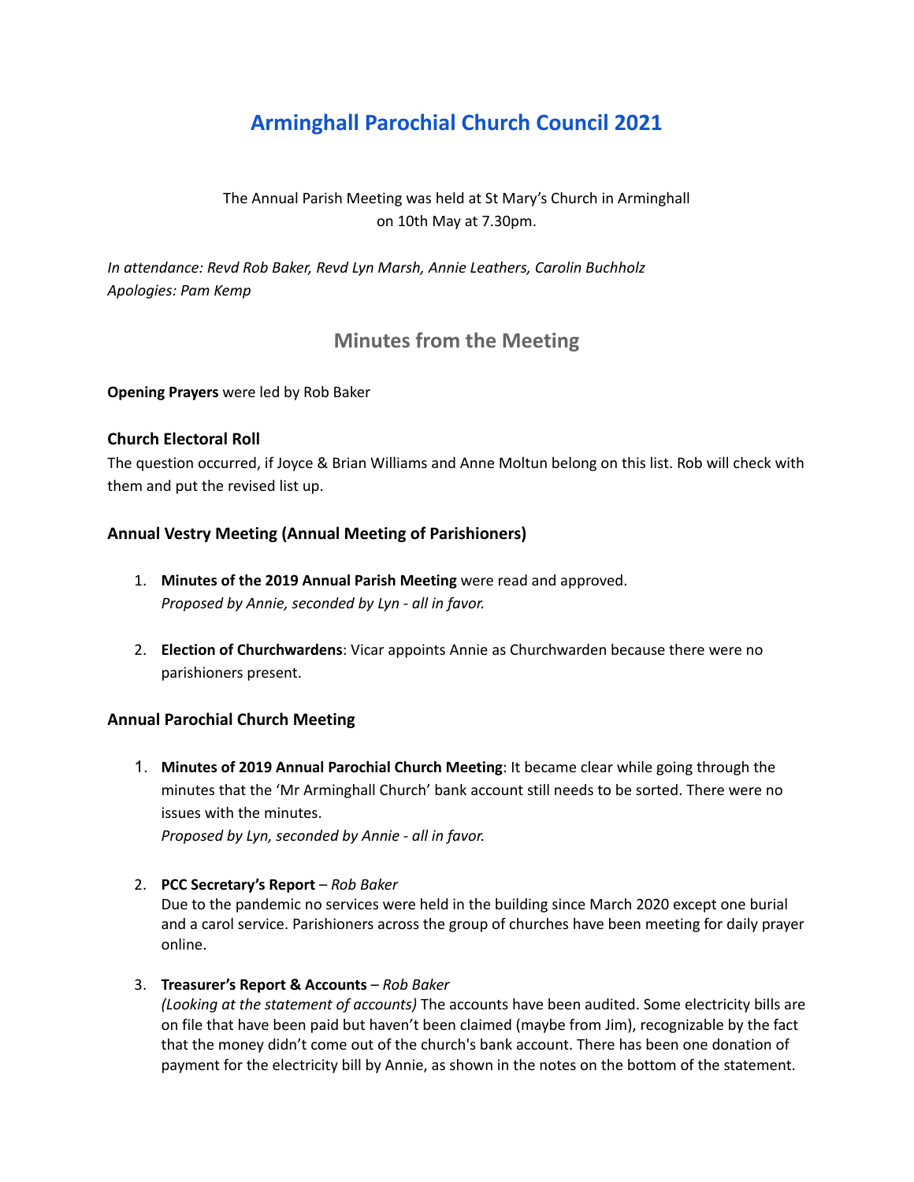# Arminghall Parochial Church Council 2021

The Annual Parish Meeting was held at St Mary's Church in Arminghall on 10th May at 7.30pm.

*In attendance: Revd Rob Baker, Revd Lyn Marsh, Annie Leathers, Carolin Buchholz*
*Apologies: Pam Kemp*

## Minutes from the Meeting

**Opening Prayers** were led by Rob Baker

### Church Electoral Roll

The question occurred, if Joyce & Brian Williams and Anne Moltun belong on this list. Rob will check with them and put the revised list up.

### Annual Vestry Meeting (Annual Meeting of Parishioners)

1. **Minutes of the 2019 Annual Parish Meeting** were read and approved.
   *Proposed by Annie, seconded by Lyn - all in favor.*

2. **Election of Churchwardens**: Vicar appoints Annie as Churchwarden because there were no parishioners present.

### Annual Parochial Church Meeting

1. **Minutes of 2019 Annual Parochial Church Meeting**: It became clear while going through the minutes that the 'Mr Arminghall Church' bank account still needs to be sorted. There were no issues with the minutes.
   *Proposed by Lyn, seconded by Annie - all in favor.*

2. **PCC Secretary's Report** – *Rob Baker*
   Due to the pandemic no services were held in the building since March 2020 except one burial and a carol service. Parishioners across the group of churches have been meeting for daily prayer online.

3. **Treasurer's Report & Accounts** – *Rob Baker*
   *(Looking at the statement of accounts)* The accounts have been audited. Some electricity bills are on file that have been paid but haven't been claimed (maybe from Jim), recognizable by the fact that the money didn't come out of the church's bank account. There has been one donation of payment for the electricity bill by Annie, as shown in the notes on the bottom of the statement.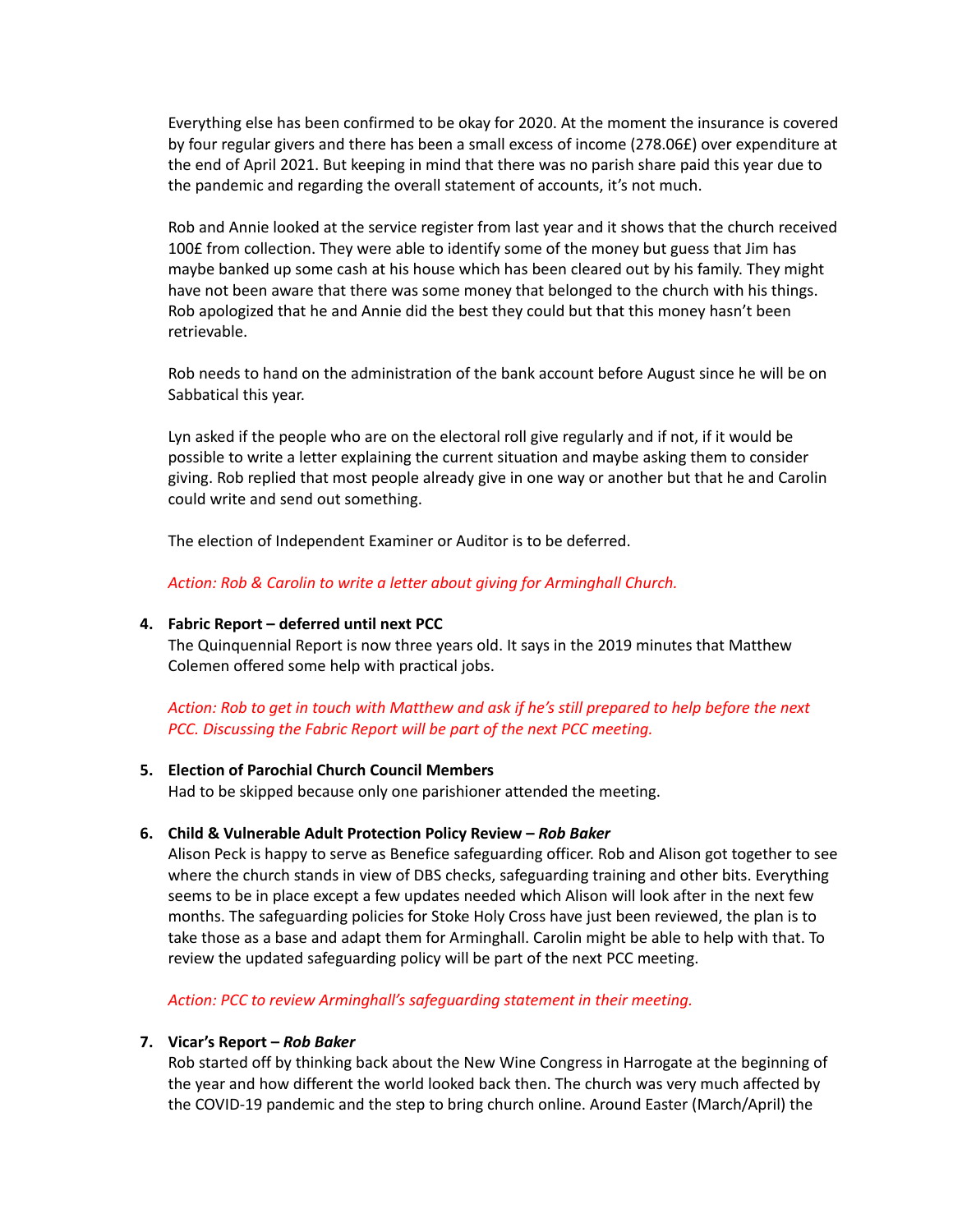Everything else has been confirmed to be okay for 2020. At the moment the insurance is covered by four regular givers and there has been a small excess of income (278.06£) over expenditure at the end of April 2021. But keeping in mind that there was no parish share paid this year due to the pandemic and regarding the overall statement of accounts, it's not much.

Rob and Annie looked at the service register from last year and it shows that the church received 100£ from collection. They were able to identify some of the money but guess that Jim has maybe banked up some cash at his house which has been cleared out by his family. They might have not been aware that there was some money that belonged to the church with his things. Rob apologized that he and Annie did the best they could but that this money hasn't been retrievable.

Rob needs to hand on the administration of the bank account before August since he will be on Sabbatical this year.

Lyn asked if the people who are on the electoral roll give regularly and if not, if it would be possible to write a letter explaining the current situation and maybe asking them to consider giving. Rob replied that most people already give in one way or another but that he and Carolin could write and send out something.

The election of Independent Examiner or Auditor is to be deferred.

*Action: Rob & Carolin to write a letter about giving for Arminghall Church.*

4. **Fabric Report – deferred until next PCC**

   The Quinquennial Report is now three years old. It says in the 2019 minutes that Matthew Colemen offered some help with practical jobs.

   *Action: Rob to get in touch with Matthew and ask if he's still prepared to help before the next PCC. Discussing the Fabric Report will be part of the next PCC meeting.*

5. **Election of Parochial Church Council Members**

   Had to be skipped because only one parishioner attended the meeting.

6. **Child & Vulnerable Adult Protection Policy Review – *Rob Baker***

   Alison Peck is happy to serve as Benefice safeguarding officer. Rob and Alison got together to see where the church stands in view of DBS checks, safeguarding training and other bits. Everything seems to be in place except a few updates needed which Alison will look after in the next few months. The safeguarding policies for Stoke Holy Cross have just been reviewed, the plan is to take those as a base and adapt them for Arminghall. Carolin might be able to help with that. To review the updated safeguarding policy will be part of the next PCC meeting.

   *Action: PCC to review Arminghall's safeguarding statement in their meeting.*

7. **Vicar's Report – *Rob Baker***

   Rob started off by thinking back about the New Wine Congress in Harrogate at the beginning of the year and how different the world looked back then. The church was very much affected by the COVID-19 pandemic and the step to bring church online. Around Easter (March/April) the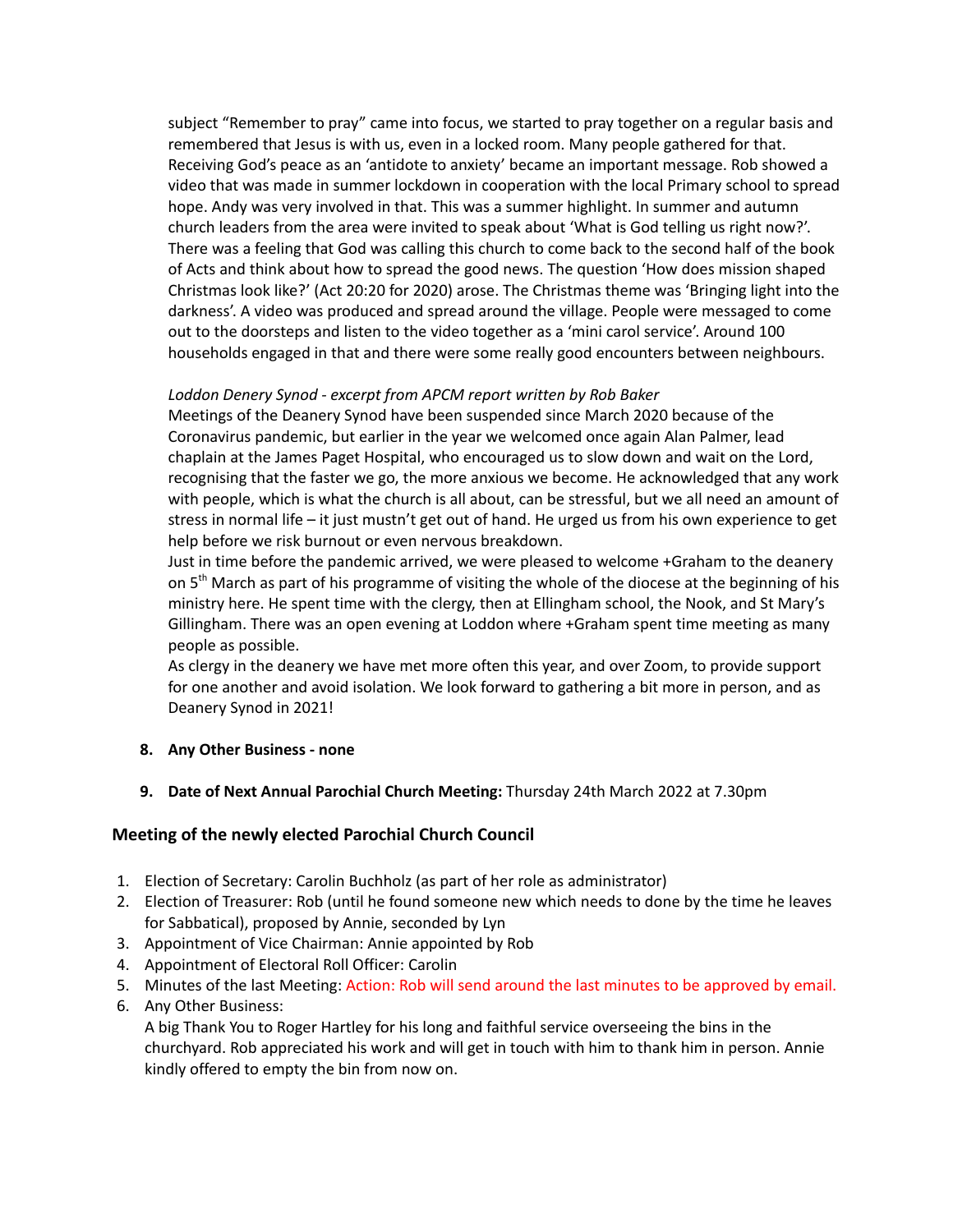subject "Remember to pray" came into focus, we started to pray together on a regular basis and remembered that Jesus is with us, even in a locked room. Many people gathered for that. Receiving God's peace as an 'antidote to anxiety' became an important message. Rob showed a video that was made in summer lockdown in cooperation with the local Primary school to spread hope. Andy was very involved in that. This was a summer highlight. In summer and autumn church leaders from the area were invited to speak about 'What is God telling us right now?'. There was a feeling that God was calling this church to come back to the second half of the book of Acts and think about how to spread the good news. The question 'How does mission shaped Christmas look like?' (Act 20:20 for 2020) arose. The Christmas theme was 'Bringing light into the darkness'. A video was produced and spread around the village. People were messaged to come out to the doorsteps and listen to the video together as a 'mini carol service'. Around 100 households engaged in that and there were some really good encounters between neighbours.

*Loddon Denery Synod - excerpt from APCM report written by Rob Baker*
Meetings of the Deanery Synod have been suspended since March 2020 because of the Coronavirus pandemic, but earlier in the year we welcomed once again Alan Palmer, lead chaplain at the James Paget Hospital, who encouraged us to slow down and wait on the Lord, recognising that the faster we go, the more anxious we become. He acknowledged that any work with people, which is what the church is all about, can be stressful, but we all need an amount of stress in normal life – it just mustn't get out of hand. He urged us from his own experience to get help before we risk burnout or even nervous breakdown.
Just in time before the pandemic arrived, we were pleased to welcome +Graham to the deanery on 5th March as part of his programme of visiting the whole of the diocese at the beginning of his ministry here. He spent time with the clergy, then at Ellingham school, the Nook, and St Mary's Gillingham. There was an open evening at Loddon where +Graham spent time meeting as many people as possible.
As clergy in the deanery we have met more often this year, and over Zoom, to provide support for one another and avoid isolation. We look forward to gathering a bit more in person, and as Deanery Synod in 2021!

8. **Any Other Business - none**

9. **Date of Next Annual Parochial Church Meeting:** Thursday 24th March 2022 at 7.30pm

### Meeting of the newly elected Parochial Church Council

1. Election of Secretary: Carolin Buchholz (as part of her role as administrator)
2. Election of Treasurer: Rob (until he found someone new which needs to done by the time he leaves for Sabbatical), proposed by Annie, seconded by Lyn
3. Appointment of Vice Chairman: Annie appointed by Rob
4. Appointment of Electoral Roll Officer: Carolin
5. Minutes of the last Meeting: Action: Rob will send around the last minutes to be approved by email.
6. Any Other Business:
   A big Thank You to Roger Hartley for his long and faithful service overseeing the bins in the churchyard. Rob appreciated his work and will get in touch with him to thank him in person. Annie kindly offered to empty the bin from now on.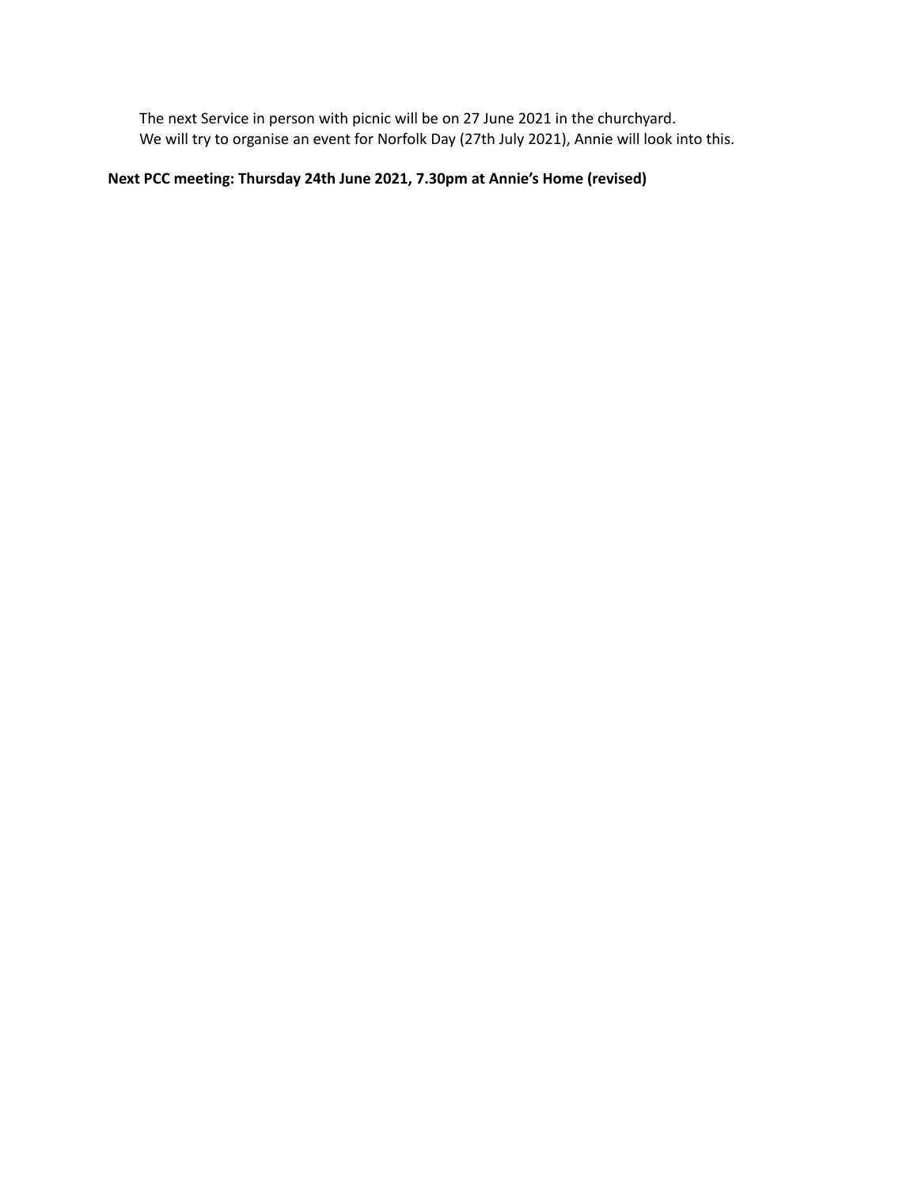The next Service in person with picnic will be on 27 June 2021 in the churchyard.
We will try to organise an event for Norfolk Day (27th July 2021), Annie will look into this.

**Next PCC meeting: Thursday 24th June 2021, 7.30pm at Annie's Home (revised)**